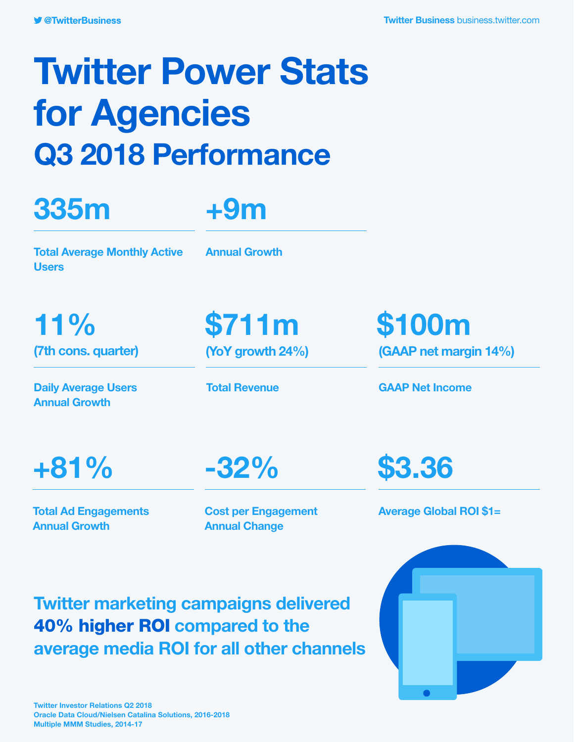@TwitterBusiness

Twitter Business business.twitter.com

# Twitter Power Stats for Agencies

## Q3 2018 Performance

**335m**

Total Average Monthly Active Users

**+9m**

Annual Growth

**11%**
(7th cons. quarter)

Daily Average Users Annual Growth

**$711m**
(YoY growth 24%)

Total Revenue

**$100m**
(GAAP net margin 14%)

GAAP Net Income

**+81%**

Total Ad Engagements Annual Growth

**-32%**

Cost per Engagement Annual Change

**$3.36**

Average Global ROI $1=

Twitter marketing campaigns delivered **40% higher ROI** compared to the average media ROI for all other channels

Twitter Investor Relations Q2 2018
Oracle Data Cloud/Nielsen Catalina Solutions, 2016-2018
Multiple MMM Studies, 2014-17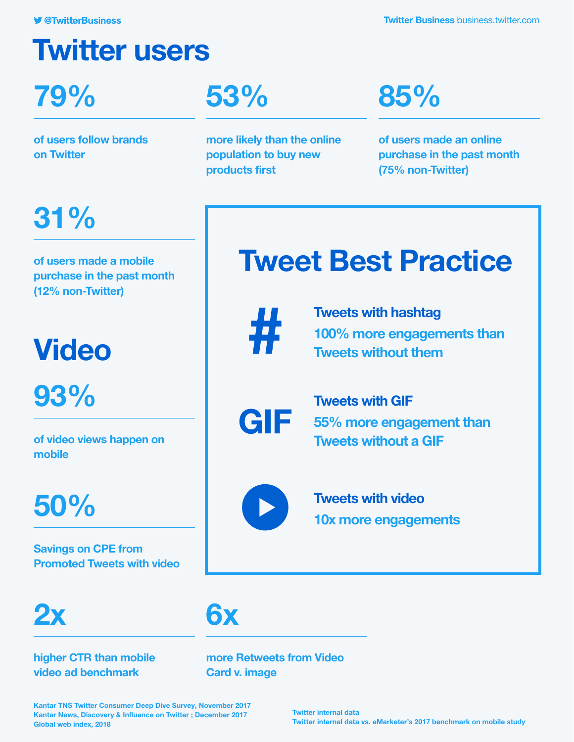# Twitter users

**79%**

of users follow brands on Twitter

**53%**

more likely than the online population to buy new products first

**85%**

of users made an online purchase in the past month (75% non-Twitter)

**31%**

of users made a mobile purchase in the past month (12% non-Twitter)

## Tweet Best Practice

#

**Tweets with hashtag**

100% more engagements than Tweets without them

GIF

**Tweets with GIF**

55% more engagement than Tweets without a GIF

**Tweets with video**

10x more engagements

# Video

**93%**

of video views happen on mobile

**50%**

Savings on CPE from Promoted Tweets with video

**2x**

higher CTR than mobile video ad benchmark

**6x**

more Retweets from Video Card v. image

Kantar TNS Twitter Consumer Deep Dive Survey, November 2017
Kantar News, Discovery & Influence on Twitter ; December 2017
Global web index, 2018

Twitter internal data
Twitter internal data vs. eMarketer's 2017 benchmark on mobile study